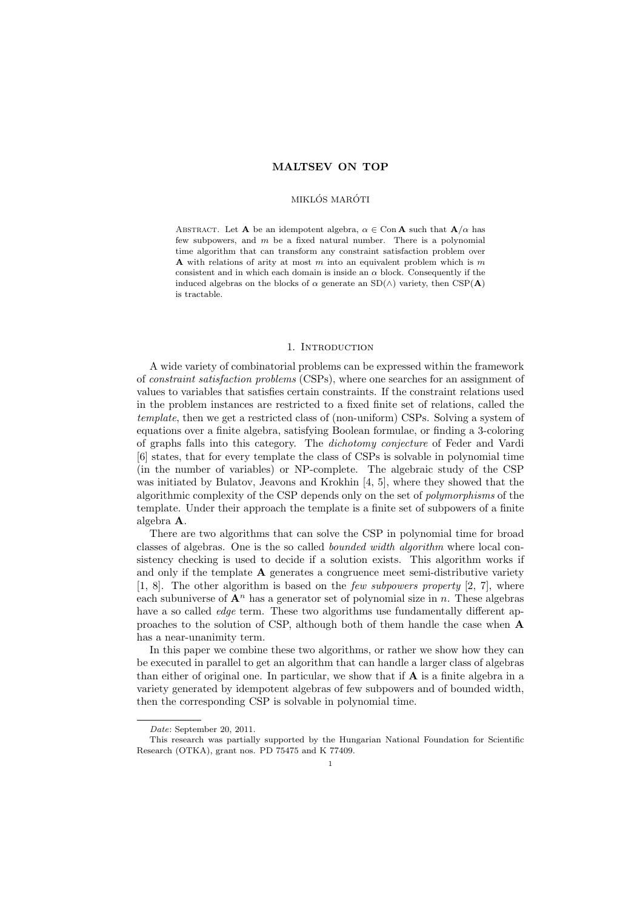# MALTSEV ON TOP

MIKLÓS MARÓTI

Abstract. Let $\mathbf{A}$ be an idempotent algebra, $\alpha \in \operatorname{Con} \mathbf{A}$ such that $\mathbf{A}/\alpha$ has few subpowers, and $m$ be a fixed natural number. There is a polynomial time algorithm that can transform any constraint satisfaction problem over $\mathbf{A}$ with relations of arity at most $m$ into an equivalent problem which is $m$ consistent and in which each domain is inside an $\alpha$ block. Consequently if the induced algebras on the blocks of $\alpha$ generate an SD($\wedge$) variety, then CSP($\mathbf{A}$) is tractable.

## 1. Introduction

A wide variety of combinatorial problems can be expressed within the framework of *constraint satisfaction problems* (CSPs), where one searches for an assignment of values to variables that satisfies certain constraints. If the constraint relations used in the problem instances are restricted to a fixed finite set of relations, called the *template*, then we get a restricted class of (non-uniform) CSPs. Solving a system of equations over a finite algebra, satisfying Boolean formulae, or finding a 3-coloring of graphs falls into this category. The *dichotomy conjecture* of Feder and Vardi [6] states, that for every template the class of CSPs is solvable in polynomial time (in the number of variables) or NP-complete. The algebraic study of the CSP was initiated by Bulatov, Jeavons and Krokhin [4, 5], where they showed that the algorithmic complexity of the CSP depends only on the set of *polymorphisms* of the template. Under their approach the template is a finite set of subpowers of a finite algebra $\mathbf{A}$.

There are two algorithms that can solve the CSP in polynomial time for broad classes of algebras. One is the so called *bounded width algorithm* where local consistency checking is used to decide if a solution exists. This algorithm works if and only if the template $\mathbf{A}$ generates a congruence meet semi-distributive variety [1, 8]. The other algorithm is based on the *few subpowers property* [2, 7], where each subuniverse of $\mathbf{A}^n$ has a generator set of polynomial size in $n$. These algebras have a so called *edge* term. These two algorithms use fundamentally different approaches to the solution of CSP, although both of them handle the case when $\mathbf{A}$ has a near-unanimity term.

In this paper we combine these two algorithms, or rather we show how they can be executed in parallel to get an algorithm that can handle a larger class of algebras than either of original one. In particular, we show that if $\mathbf{A}$ is a finite algebra in a variety generated by idempotent algebras of few subpowers and of bounded width, then the corresponding CSP is solvable in polynomial time.

---

*Date*: September 20, 2011.

This research was partially supported by the Hungarian National Foundation for Scientific Research (OTKA), grant nos. PD 75475 and K 77409.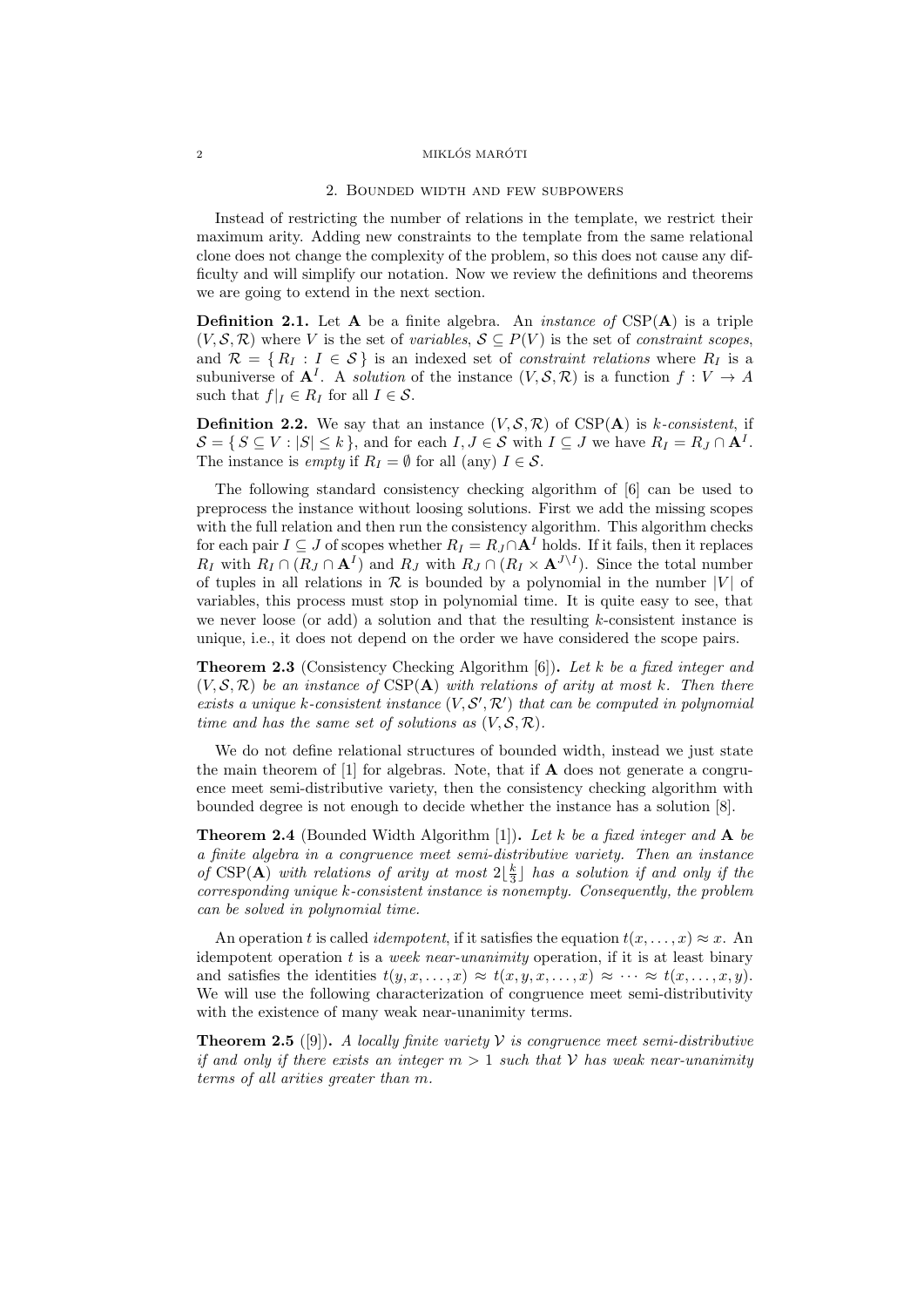## 2. Bounded width and few subpowers

Instead of restricting the number of relations in the template, we restrict their maximum arity. Adding new constraints to the template from the same relational clone does not change the complexity of the problem, so this does not cause any difficulty and will simplify our notation. Now we review the definitions and theorems we are going to extend in the next section.

**Definition 2.1.** Let $\mathbf{A}$ be a finite algebra. An *instance of* $\mathrm{CSP}(\mathbf{A})$ is a triple $(V, \mathcal{S}, \mathcal{R})$ where $V$ is the set of *variables*, $\mathcal{S} \subseteq P(V)$ is the set of *constraint scopes*, and $\mathcal{R} = \{ R_I : I \in \mathcal{S} \}$ is an indexed set of *constraint relations* where $R_I$ is a subuniverse of $\mathbf{A}^I$. A *solution* of the instance $(V, \mathcal{S}, \mathcal{R})$ is a function $f : V \to A$ such that $f|_I \in R_I$ for all $I \in \mathcal{S}$.

**Definition 2.2.** We say that an instance $(V, \mathcal{S}, \mathcal{R})$ of $\mathrm{CSP}(\mathbf{A})$ is *$k$-consistent*, if $\mathcal{S} = \{ S \subseteq V : |S| \leq k \}$, and for each $I, J \in \mathcal{S}$ with $I \subseteq J$ we have $R_I = R_J \cap \mathbf{A}^I$. The instance is *empty* if $R_I = \emptyset$ for all (any) $I \in \mathcal{S}$.

The following standard consistency checking algorithm of [6] can be used to preprocess the instance without loosing solutions. First we add the missing scopes with the full relation and then run the consistency algorithm. This algorithm checks for each pair $I \subseteq J$ of scopes whether $R_I = R_J \cap \mathbf{A}^I$ holds. If it fails, then it replaces $R_I$ with $R_I \cap (R_J \cap \mathbf{A}^I)$ and $R_J$ with $R_J \cap (R_I \times \mathbf{A}^{J \setminus I})$. Since the total number of tuples in all relations in $\mathcal{R}$ is bounded by a polynomial in the number $|V|$ of variables, this process must stop in polynomial time. It is quite easy to see, that we never loose (or add) a solution and that the resulting $k$-consistent instance is unique, i.e., it does not depend on the order we have considered the scope pairs.

**Theorem 2.3** (Consistency Checking Algorithm [6])**.** *Let $k$ be a fixed integer and $(V, \mathcal{S}, \mathcal{R})$ be an instance of $\mathrm{CSP}(\mathbf{A})$ with relations of arity at most $k$. Then there exists a unique $k$-consistent instance $(V, \mathcal{S}', \mathcal{R}')$ that can be computed in polynomial time and has the same set of solutions as $(V, \mathcal{S}, \mathcal{R})$.*

We do not define relational structures of bounded width, instead we just state the main theorem of [1] for algebras. Note, that if $\mathbf{A}$ does not generate a congruence meet semi-distributive variety, then the consistency checking algorithm with bounded degree is not enough to decide whether the instance has a solution [8].

**Theorem 2.4** (Bounded Width Algorithm [1])**.** *Let $k$ be a fixed integer and $\mathbf{A}$ be a finite algebra in a congruence meet semi-distributive variety. Then an instance of $\mathrm{CSP}(\mathbf{A})$ with relations of arity at most $2\lfloor \frac{k}{3} \rfloor$ has a solution if and only if the corresponding unique $k$-consistent instance is nonempty. Consequently, the problem can be solved in polynomial time.*

An operation $t$ is called *idempotent*, if it satisfies the equation $t(x, \dots, x) \approx x$. An idempotent operation $t$ is a *week near-unanimity* operation, if it is at least binary and satisfies the identities $t(y, x, \dots, x) \approx t(x, y, x, \dots, x) \approx \cdots \approx t(x, \dots, x, y)$. We will use the following characterization of congruence meet semi-distributivity with the existence of many weak near-unanimity terms.

**Theorem 2.5** ([9])**.** *A locally finite variety $\mathcal{V}$ is congruence meet semi-distributive if and only if there exists an integer $m > 1$ such that $\mathcal{V}$ has weak near-unanimity terms of all arities greater than $m$.*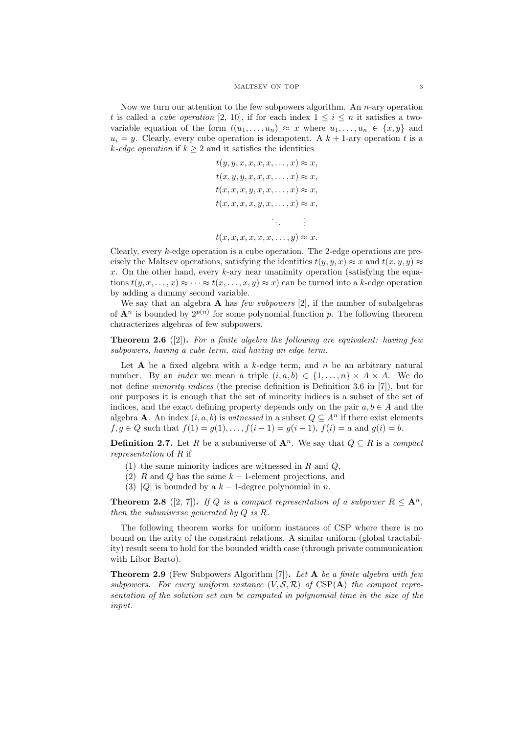Now we turn our attention to the few subpowers algorithm. An $n$-ary operation $t$ is called a *cube operation* [2, 10], if for each index $1 \leq i \leq n$ it satisfies a two-variable equation of the form $t(u_1, \dots, u_n) \approx x$ where $u_1, \dots, u_n \in \{x, y\}$ and $u_i = y$. Clearly, every cube operation is idempotent. A $k+1$-ary operation $t$ is a *$k$-edge operation* if $k \geq 2$ and it satisfies the identities

$$
\begin{aligned}
t(y, y, x, x, x, x, \dots, x) &\approx x, \\
t(x, y, y, x, x, x, \dots, x) &\approx x, \\
t(x, x, x, y, x, x, \dots, x) &\approx x, \\
t(x, x, x, x, y, x, \dots, x) &\approx x, \\
\ddots \quad &\vdots \\
t(x, x, x, x, x, x, \dots, y) &\approx x.
\end{aligned}
$$

Clearly, every $k$-edge operation is a cube operation. The 2-edge operations are precisely the Maltsev operations, satisfying the identities $t(y, y, x) \approx x$ and $t(x, y, y) \approx x$. On the other hand, every $k$-ary near unanimity operation (satisfying the equations $t(y, x, \dots, x) \approx \dots \approx t(x, \dots, x, y) \approx x$) can be turned into a $k$-edge operation by adding a dummy second variable.

We say that an algebra $\mathbf{A}$ has *few subpowers* [2], if the number of subalgebras of $\mathbf{A}^n$ is bounded by $2^{p(n)}$ for some polynomial function $p$. The following theorem characterizes algebras of few subpowers.

**Theorem 2.6** ([2])**.** *For a finite algebra the following are equivalent: having few subpowers, having a cube term, and having an edge term.*

Let $\mathbf{A}$ be a fixed algebra with a $k$-edge term, and $n$ be an arbitrary natural number. By an *index* we mean a triple $(i, a, b) \in \{1, \dots, n\} \times A \times A$. We do not define *minority indices* (the precise definition is Definition 3.6 in [7]), but for our purposes it is enough that the set of minority indices is a subset of the set of indices, and the exact defining property depends only on the pair $a, b \in A$ and the algebra $\mathbf{A}$. An index $(i, a, b)$ is *witnessed* in a subset $Q \subseteq A^n$ if there exist elements $f, g \in Q$ such that $f(1) = g(1), \dots, f(i-1) = g(i-1)$, $f(i) = a$ and $g(i) = b$.

**Definition 2.7.** Let $R$ be a subuniverse of $\mathbf{A}^n$. We say that $Q \subseteq R$ is a *compact representation* of $R$ if

1. the same minority indices are witnessed in $R$ and $Q$,
2. $R$ and $Q$ has the same $k-1$-element projections, and
3. $|Q|$ is bounded by a $k-1$-degree polynomial in $n$.

**Theorem 2.8** ([2, 7])**.** *If $Q$ is a compact representation of a subpower $R \leq \mathbf{A}^n$, then the subuniverse generated by $Q$ is $R$.*

The following theorem works for uniform instances of CSP where there is no bound on the arity of the constraint relations. A similar uniform (global tractability) result seem to hold for the bounded width case (through private communication with Libor Barto).

**Theorem 2.9** (Few Subpowers Algorithm [7])**.** *Let $\mathbf{A}$ be a finite algebra with few subpowers. For every uniform instance $(V, \mathcal{S}, \mathcal{R})$ of $\mathrm{CSP}(\mathbf{A})$ the compact representation of the solution set can be computed in polynomial time in the size of the input.*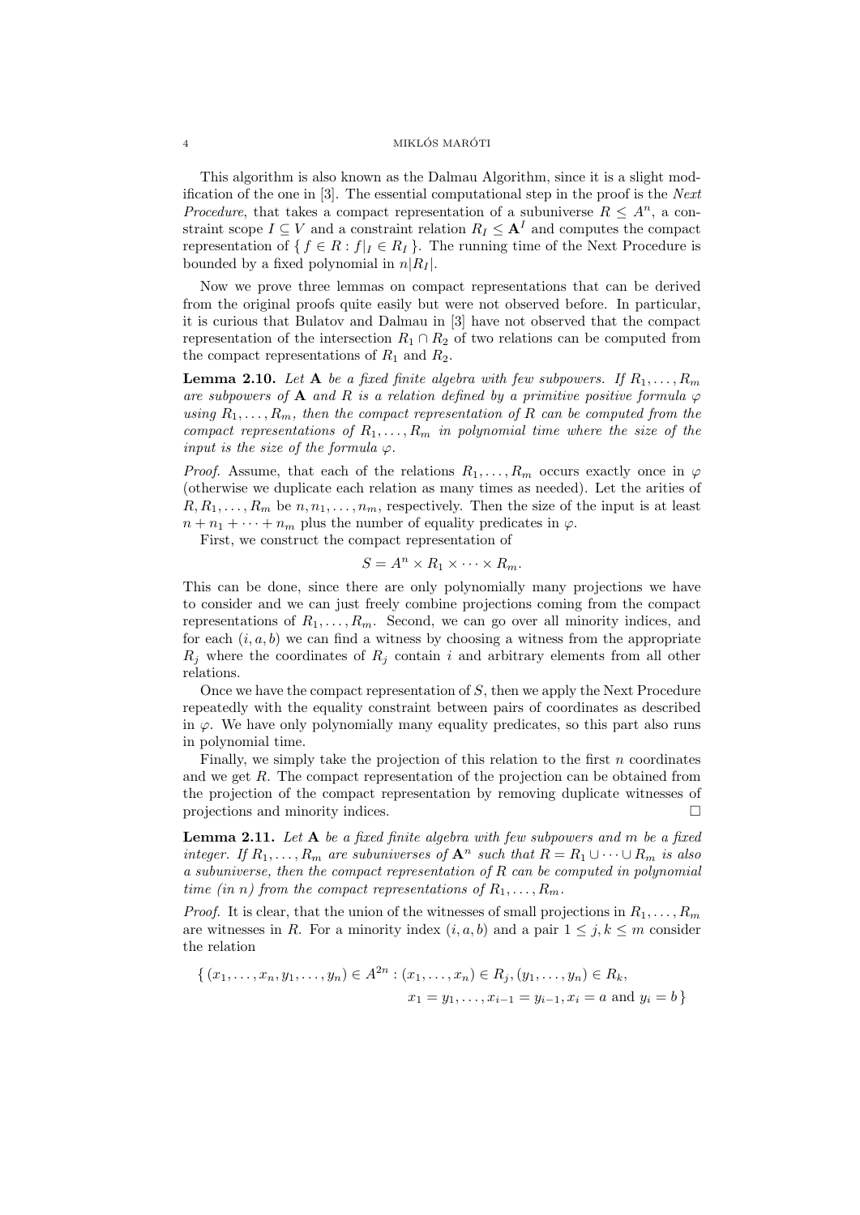This algorithm is also known as the Dalmau Algorithm, since it is a slight modification of the one in [3]. The essential computational step in the proof is the *Next Procedure*, that takes a compact representation of a subuniverse $R \leq A^n$, a constraint scope $I \subseteq V$ and a constraint relation $R_I \leq \mathbf{A}^I$ and computes the compact representation of $\{ f \in R : f|_I \in R_I \}$. The running time of the Next Procedure is bounded by a fixed polynomial in $n|R_I|$.

Now we prove three lemmas on compact representations that can be derived from the original proofs quite easily but were not observed before. In particular, it is curious that Bulatov and Dalmau in [3] have not observed that the compact representation of the intersection $R_1 \cap R_2$ of two relations can be computed from the compact representations of $R_1$ and $R_2$.

**Lemma 2.10.** *Let $\mathbf{A}$ be a fixed finite algebra with few subpowers. If $R_1, \ldots, R_m$ are subpowers of $\mathbf{A}$ and $R$ is a relation defined by a primitive positive formula $\varphi$ using $R_1, \ldots, R_m$, then the compact representation of $R$ can be computed from the compact representations of $R_1, \ldots, R_m$ in polynomial time where the size of the input is the size of the formula $\varphi$.*

*Proof.* Assume, that each of the relations $R_1, \ldots, R_m$ occurs exactly once in $\varphi$ (otherwise we duplicate each relation as many times as needed). Let the arities of $R, R_1, \ldots, R_m$ be $n, n_1, \ldots, n_m$, respectively. Then the size of the input is at least $n + n_1 + \cdots + n_m$ plus the number of equality predicates in $\varphi$.

First, we construct the compact representation of

$$S = A^n \times R_1 \times \cdots \times R_m.$$

This can be done, since there are only polynomially many projections we have to consider and we can just freely combine projections coming from the compact representations of $R_1, \ldots, R_m$. Second, we can go over all minority indices, and for each $(i, a, b)$ we can find a witness by choosing a witness from the appropriate $R_j$ where the coordinates of $R_j$ contain $i$ and arbitrary elements from all other relations.

Once we have the compact representation of $S$, then we apply the Next Procedure repeatedly with the equality constraint between pairs of coordinates as described in $\varphi$. We have only polynomially many equality predicates, so this part also runs in polynomial time.

Finally, we simply take the projection of this relation to the first $n$ coordinates and we get $R$. The compact representation of the projection can be obtained from the projection of the compact representation by removing duplicate witnesses of projections and minority indices. □

**Lemma 2.11.** *Let $\mathbf{A}$ be a fixed finite algebra with few subpowers and $m$ be a fixed integer. If $R_1, \ldots, R_m$ are subuniverses of $\mathbf{A}^n$ such that $R = R_1 \cup \cdots \cup R_m$ is also a subuniverse, then the compact representation of $R$ can be computed in polynomial time (in $n$) from the compact representations of $R_1, \ldots, R_m$.*

*Proof.* It is clear, that the union of the witnesses of small projections in $R_1, \ldots, R_m$ are witnesses in $R$. For a minority index $(i, a, b)$ and a pair $1 \leq j, k \leq m$ consider the relation

$$\{ (x_1, \ldots, x_n, y_1, \ldots, y_n) \in A^{2n} : (x_1, \ldots, x_n) \in R_j, (y_1, \ldots, y_n) \in R_k,$$
$$x_1 = y_1, \ldots, x_{i-1} = y_{i-1}, x_i = a \text{ and } y_i = b \}$$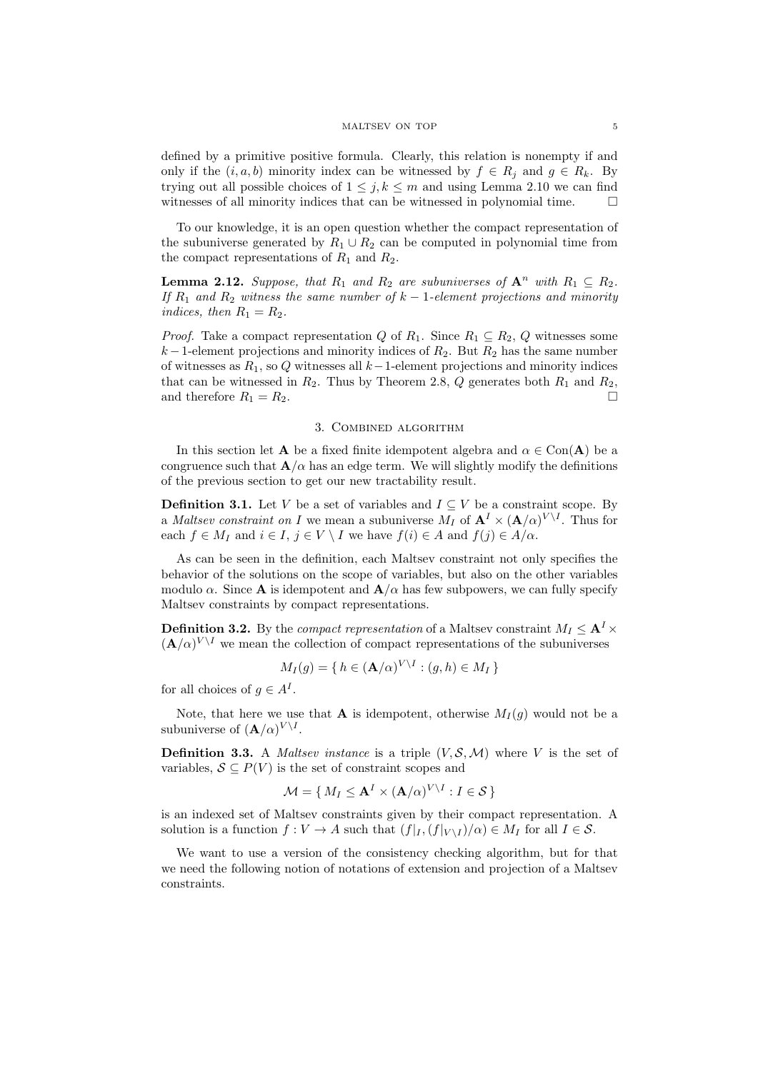defined by a primitive positive formula. Clearly, this relation is nonempty if and only if the $(i, a, b)$ minority index can be witnessed by $f \in R_j$ and $g \in R_k$. By trying out all possible choices of $1 \leq j, k \leq m$ and using Lemma 2.10 we can find witnesses of all minority indices that can be witnessed in polynomial time. □

To our knowledge, it is an open question whether the compact representation of the subuniverse generated by $R_1 \cup R_2$ can be computed in polynomial time from the compact representations of $R_1$ and $R_2$.

**Lemma 2.12.** *Suppose, that $R_1$ and $R_2$ are subuniverses of $\mathbf{A}^n$ with $R_1 \subseteq R_2$. If $R_1$ and $R_2$ witness the same number of $k-1$-element projections and minority indices, then $R_1 = R_2$.*

*Proof.* Take a compact representation $Q$ of $R_1$. Since $R_1 \subseteq R_2$, $Q$ witnesses some $k-1$-element projections and minority indices of $R_2$. But $R_2$ has the same number of witnesses as $R_1$, so $Q$ witnesses all $k-1$-element projections and minority indices that can be witnessed in $R_2$. Thus by Theorem 2.8, $Q$ generates both $R_1$ and $R_2$, and therefore $R_1 = R_2$. □

## 3. Combined algorithm

In this section let $\mathbf{A}$ be a fixed finite idempotent algebra and $\alpha \in \mathrm{Con}(\mathbf{A})$ be a congruence such that $\mathbf{A}/\alpha$ has an edge term. We will slightly modify the definitions of the previous section to get our new tractability result.

**Definition 3.1.** Let $V$ be a set of variables and $I \subseteq V$ be a constraint scope. By a *Maltsev constraint on $I$* we mean a subuniverse $M_I$ of $\mathbf{A}^I \times (\mathbf{A}/\alpha)^{V \setminus I}$. Thus for each $f \in M_I$ and $i \in I$, $j \in V \setminus I$ we have $f(i) \in A$ and $f(j) \in A/\alpha$.

As can be seen in the definition, each Maltsev constraint not only specifies the behavior of the solutions on the scope of variables, but also on the other variables modulo $\alpha$. Since $\mathbf{A}$ is idempotent and $\mathbf{A}/\alpha$ has few subpowers, we can fully specify Maltsev constraints by compact representations.

**Definition 3.2.** By the *compact representation* of a Maltsev constraint $M_I \leq \mathbf{A}^I \times (\mathbf{A}/\alpha)^{V \setminus I}$ we mean the collection of compact representations of the subuniverses

$$M_I(g) = \{\, h \in (\mathbf{A}/\alpha)^{V \setminus I} : (g, h) \in M_I \,\}$$

for all choices of $g \in A^I$.

Note, that here we use that $\mathbf{A}$ is idempotent, otherwise $M_I(g)$ would not be a subuniverse of $(\mathbf{A}/\alpha)^{V \setminus I}$.

**Definition 3.3.** A *Maltsev instance* is a triple $(V, \mathcal{S}, \mathcal{M})$ where $V$ is the set of variables, $\mathcal{S} \subseteq P(V)$ is the set of constraint scopes and

$$\mathcal{M} = \{\, M_I \leq \mathbf{A}^I \times (\mathbf{A}/\alpha)^{V \setminus I} : I \in \mathcal{S} \,\}$$

is an indexed set of Maltsev constraints given by their compact representation. A solution is a function $f : V \to A$ such that $(f|_I, (f|_{V \setminus I})/\alpha) \in M_I$ for all $I \in \mathcal{S}$.

We want to use a version of the consistency checking algorithm, but for that we need the following notion of notations of extension and projection of a Maltsev constraints.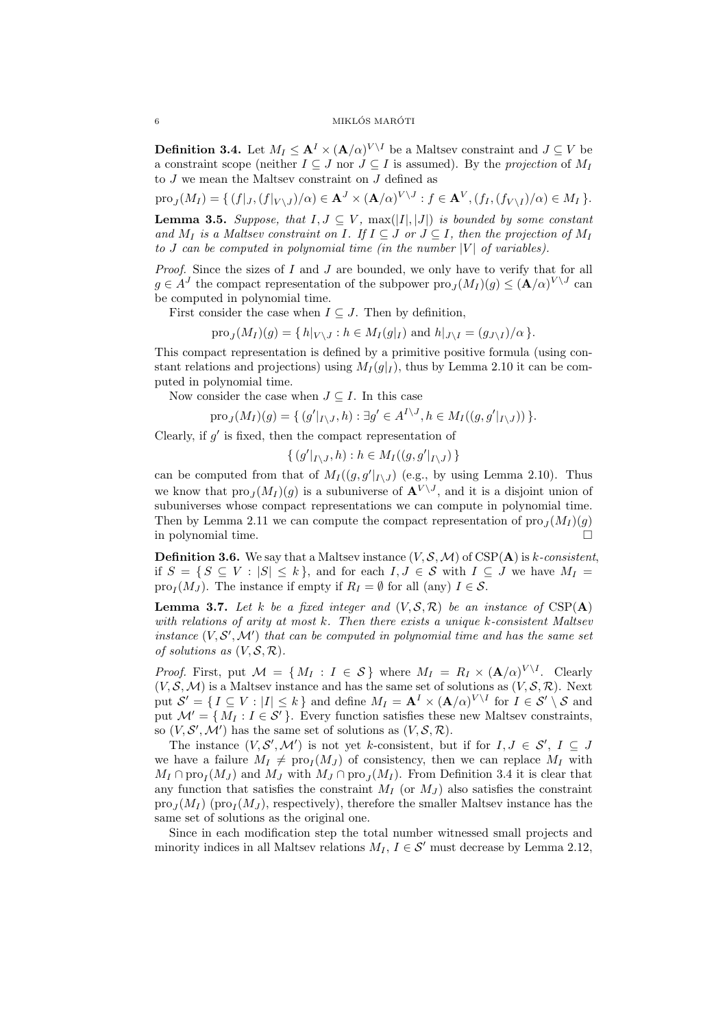**Definition 3.4.** Let $M_I \leq \mathbf{A}^I \times (\mathbf{A}/\alpha)^{V \setminus I}$ be a Maltsev constraint and $J \subseteq V$ be a constraint scope (neither $I \subseteq J$ nor $J \subseteq I$ is assumed). By the *projection* of $M_I$ to $J$ we mean the Maltsev constraint on $J$ defined as

$$\mathrm{pro}_J(M_I) = \{\, (f|_J, (f|_{V\setminus J})/\alpha) \in \mathbf{A}^J \times (\mathbf{A}/\alpha)^{V\setminus J} : f \in \mathbf{A}^V, (f_I, (f_{V\setminus I})/\alpha) \in M_I \,\}.$$

**Lemma 3.5.** *Suppose, that $I, J \subseteq V$, $\max(|I|, |J|)$ is bounded by some constant and $M_I$ is a Maltsev constraint on $I$. If $I \subseteq J$ or $J \subseteq I$, then the projection of $M_I$ to $J$ can be computed in polynomial time (in the number $|V|$ of variables).*

*Proof.* Since the sizes of $I$ and $J$ are bounded, we only have to verify that for all $g \in A^J$ the compact representation of the subpower $\mathrm{pro}_J(M_I)(g) \leq (\mathbf{A}/\alpha)^{V\setminus J}$ can be computed in polynomial time.

First consider the case when $I \subseteq J$. Then by definition,

$$\mathrm{pro}_J(M_I)(g) = \{\, h|_{V\setminus J} : h \in M_I(g|_I) \text{ and } h|_{J\setminus I} = (g_{J\setminus I})/\alpha \,\}.$$

This compact representation is defined by a primitive positive formula (using constant relations and projections) using $M_I(g|_I)$, thus by Lemma 2.10 it can be computed in polynomial time.

Now consider the case when $J \subseteq I$. In this case

$$\mathrm{pro}_J(M_I)(g) = \{\, (g'|_{I\setminus J}, h) : \exists g' \in A^{I\setminus J}, h \in M_I((g, g'|_{I\setminus J})) \,\}.$$

Clearly, if $g'$ is fixed, then the compact representation of

$$\{\, (g'|_{I\setminus J}, h) : h \in M_I((g, g'|_{I\setminus J}) \,\}$$

can be computed from that of $M_I((g, g'|_{I\setminus J})$ (e.g., by using Lemma 2.10). Thus we know that $\mathrm{pro}_J(M_I)(g)$ is a subuniverse of $\mathbf{A}^{V\setminus J}$, and it is a disjoint union of subuniverses whose compact representations we can compute in polynomial time. Then by Lemma 2.11 we can compute the compact representation of $\mathrm{pro}_J(M_I)(g)$ in polynomial time. □

**Definition 3.6.** We say that a Maltsev instance $(V, \mathcal{S}, \mathcal{M})$ of $\mathrm{CSP}(\mathbf{A})$ is *$k$-consistent*, if $S = \{\, S \subseteq V : |S| \leq k \,\}$, and for each $I, J \in \mathcal{S}$ with $I \subseteq J$ we have $M_I = \mathrm{pro}_I(M_J)$. The instance if empty if $R_I = \emptyset$ for all (any) $I \in \mathcal{S}$.

**Lemma 3.7.** *Let $k$ be a fixed integer and $(V, \mathcal{S}, \mathcal{R})$ be an instance of $\mathrm{CSP}(\mathbf{A})$ with relations of arity at most $k$. Then there exists a unique $k$-consistent Maltsev instance $(V, \mathcal{S}', \mathcal{M}')$ that can be computed in polynomial time and has the same set of solutions as $(V, \mathcal{S}, \mathcal{R})$.*

*Proof.* First, put $\mathcal{M} = \{\, M_I : I \in \mathcal{S} \,\}$ where $M_I = R_I \times (\mathbf{A}/\alpha)^{V\setminus I}$. Clearly $(V, \mathcal{S}, \mathcal{M})$ is a Maltsev instance and has the same set of solutions as $(V, \mathcal{S}, \mathcal{R})$. Next put $\mathcal{S}' = \{\, I \subseteq V : |I| \leq k \,\}$ and define $M_I = \mathbf{A}^I \times (\mathbf{A}/\alpha)^{V\setminus I}$ for $I \in \mathcal{S}' \setminus \mathcal{S}$ and put $\mathcal{M}' = \{\, M_I : I \in \mathcal{S}' \,\}$. Every function satisfies these new Maltsev constraints, so $(V, \mathcal{S}', \mathcal{M}')$ has the same set of solutions as $(V, \mathcal{S}, \mathcal{R})$.

The instance $(V, \mathcal{S}', \mathcal{M}')$ is not yet $k$-consistent, but if for $I, J \in \mathcal{S}'$, $I \subseteq J$ we have a failure $M_I \neq \mathrm{pro}_I(M_J)$ of consistency, then we can replace $M_I$ with $M_I \cap \mathrm{pro}_I(M_J)$ and $M_J$ with $M_J \cap \mathrm{pro}_J(M_I)$. From Definition 3.4 it is clear that any function that satisfies the constraint $M_I$ (or $M_J$) also satisfies the constraint $\mathrm{pro}_J(M_I)$ ($\mathrm{pro}_I(M_J)$, respectively), therefore the smaller Maltsev instance has the same set of solutions as the original one.

Since in each modification step the total number witnessed small projects and minority indices in all Maltsev relations $M_I$, $I \in \mathcal{S}'$ must decrease by Lemma 2.12,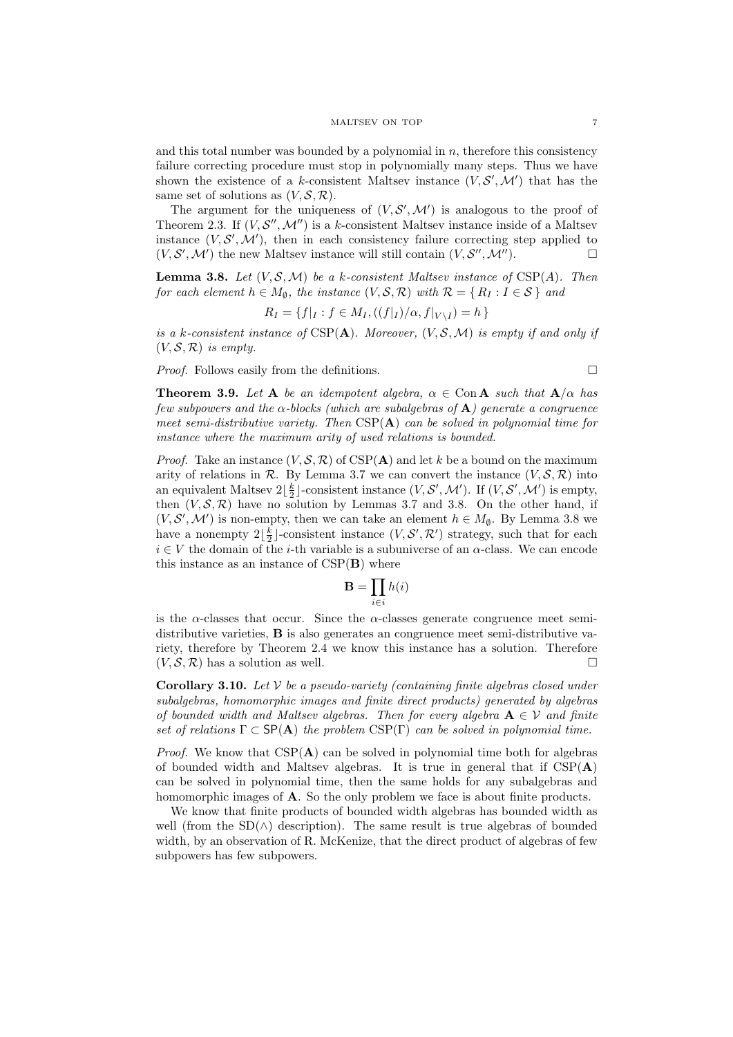and this total number was bounded by a polynomial in $n$, therefore this consistency failure correcting procedure must stop in polynomially many steps. Thus we have shown the existence of a $k$-consistent Maltsev instance $(V, \mathcal{S}', \mathcal{M}')$ that has the same set of solutions as $(V, \mathcal{S}, \mathcal{R})$.

The argument for the uniqueness of $(V, \mathcal{S}', \mathcal{M}')$ is analogous to the proof of Theorem 2.3. If $(V, \mathcal{S}'', \mathcal{M}'')$ is a $k$-consistent Maltsev instance inside of a Maltsev instance $(V, \mathcal{S}', \mathcal{M}')$, then in each consistency failure correcting step applied to $(V, \mathcal{S}', \mathcal{M}')$ the new Maltsev instance will still contain $(V, \mathcal{S}'', \mathcal{M}'')$. □

**Lemma 3.8.** *Let $(V, \mathcal{S}, \mathcal{M})$ be a $k$-consistent Maltsev instance of* $\mathrm{CSP}(A)$*. Then for each element $h \in M_\emptyset$, the instance $(V, \mathcal{S}, \mathcal{R})$ with $\mathcal{R} = \{ R_I : I \in \mathcal{S} \}$ and*

$$R_I = \{ f|_I : f \in M_I, ((f|_I)/\alpha, f|_{V \setminus I}) = h \}$$

*is a $k$-consistent instance of* $\mathrm{CSP}(\mathbf{A})$*. Moreover, $(V, \mathcal{S}, \mathcal{M})$ is empty if and only if $(V, \mathcal{S}, \mathcal{R})$ is empty.*

*Proof.* Follows easily from the definitions. □

**Theorem 3.9.** *Let $\mathbf{A}$ be an idempotent algebra, $\alpha \in \mathrm{Con}\,\mathbf{A}$ such that $\mathbf{A}/\alpha$ has few subpowers and the $\alpha$-blocks (which are subalgebras of $\mathbf{A}$) generate a congruence meet semi-distributive variety. Then* $\mathrm{CSP}(\mathbf{A})$ *can be solved in polynomial time for instance where the maximum arity of used relations is bounded.*

*Proof.* Take an instance $(V, \mathcal{S}, \mathcal{R})$ of $\mathrm{CSP}(\mathbf{A})$ and let $k$ be a bound on the maximum arity of relations in $\mathcal{R}$. By Lemma 3.7 we can convert the instance $(V, \mathcal{S}, \mathcal{R})$ into an equivalent Maltsev $2\lfloor \frac{k}{2} \rfloor$-consistent instance $(V, \mathcal{S}', \mathcal{M}')$. If $(V, \mathcal{S}', \mathcal{M}')$ is empty, then $(V, \mathcal{S}, \mathcal{R})$ have no solution by Lemmas 3.7 and 3.8. On the other hand, if $(V, \mathcal{S}', \mathcal{M}')$ is non-empty, then we can take an element $h \in M_\emptyset$. By Lemma 3.8 we have a nonempty $2\lfloor \frac{k}{2} \rfloor$-consistent instance $(V, \mathcal{S}', \mathcal{R}')$ strategy, such that for each $i \in V$ the domain of the $i$-th variable is a subuniverse of an $\alpha$-class. We can encode this instance as an instance of $\mathrm{CSP}(\mathbf{B})$ where

$$\mathbf{B} = \prod_{i \in i} h(i)$$

is the $\alpha$-classes that occur. Since the $\alpha$-classes generate congruence meet semi-distributive varieties, $\mathbf{B}$ is also generates an congruence meet semi-distributive variety, therefore by Theorem 2.4 we know this instance has a solution. Therefore $(V, \mathcal{S}, \mathcal{R})$ has a solution as well. □

**Corollary 3.10.** *Let $\mathcal{V}$ be a pseudo-variety (containing finite algebras closed under subalgebras, homomorphic images and finite direct products) generated by algebras of bounded width and Maltsev algebras. Then for every algebra $\mathbf{A} \in \mathcal{V}$ and finite set of relations $\Gamma \subset \mathsf{SP}(\mathbf{A})$ the problem* $\mathrm{CSP}(\Gamma)$ *can be solved in polynomial time.*

*Proof.* We know that $\mathrm{CSP}(\mathbf{A})$ can be solved in polynomial time both for algebras of bounded width and Maltsev algebras. It is true in general that if $\mathrm{CSP}(\mathbf{A})$ can be solved in polynomial time, then the same holds for any subalgebras and homomorphic images of $\mathbf{A}$. So the only problem we face is about finite products.

We know that finite products of bounded width algebras has bounded width as well (from the $\mathrm{SD}(\wedge)$ description). The same result is true algebras of bounded width, by an observation of R. McKenize, that the direct product of algebras of few subpowers has few subpowers.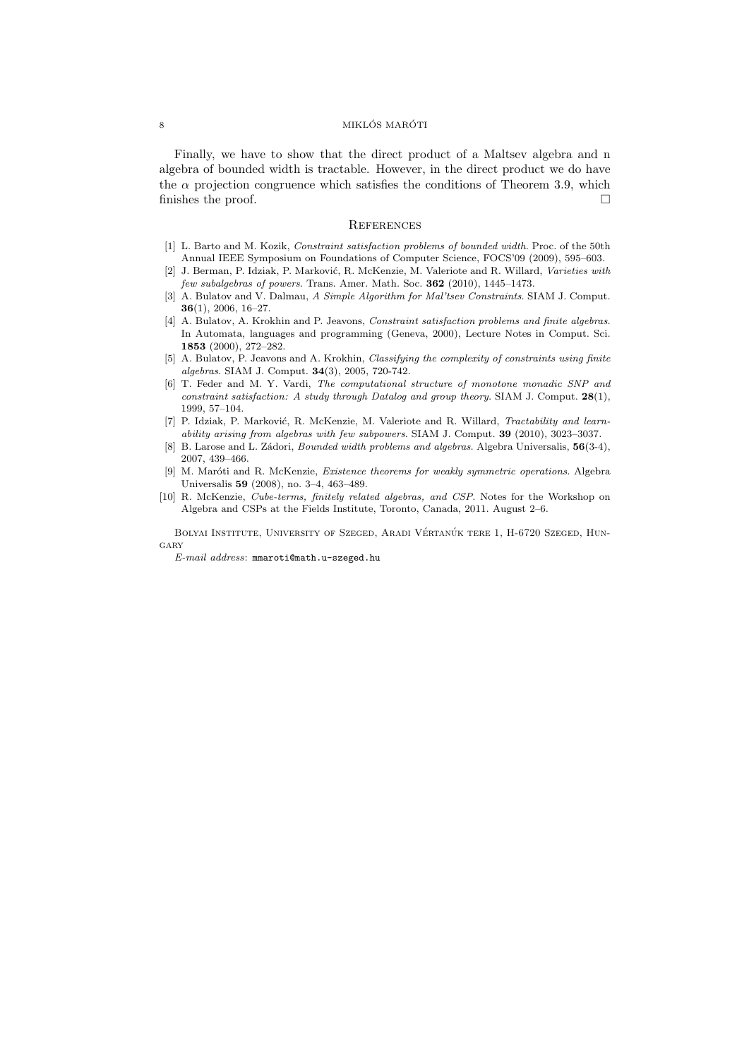Finally, we have to show that the direct product of a Maltsev algebra and n algebra of bounded width is tractable. However, in the direct product we do have the $\alpha$ projection congruence which satisfies the conditions of Theorem 3.9, which finishes the proof. □

## References

[1] L. Barto and M. Kozik, *Constraint satisfaction problems of bounded width*. Proc. of the 50th Annual IEEE Symposium on Foundations of Computer Science, FOCS'09 (2009), 595–603.

[2] J. Berman, P. Idziak, P. Marković, R. McKenzie, M. Valeriote and R. Willard, *Varieties with few subalgebras of powers*. Trans. Amer. Math. Soc. **362** (2010), 1445–1473.

[3] A. Bulatov and V. Dalmau, *A Simple Algorithm for Mal'tsev Constraints*. SIAM J. Comput. **36**(1), 2006, 16–27.

[4] A. Bulatov, A. Krokhin and P. Jeavons, *Constraint satisfaction problems and finite algebras*. In Automata, languages and programming (Geneva, 2000), Lecture Notes in Comput. Sci. **1853** (2000), 272–282.

[5] A. Bulatov, P. Jeavons and A. Krokhin, *Classifying the complexity of constraints using finite algebras*. SIAM J. Comput. **34**(3), 2005, 720-742.

[6] T. Feder and M. Y. Vardi, *The computational structure of monotone monadic SNP and constraint satisfaction: A study through Datalog and group theory*. SIAM J. Comput. **28**(1), 1999, 57–104.

[7] P. Idziak, P. Marković, R. McKenzie, M. Valeriote and R. Willard, *Tractability and learnability arising from algebras with few subpowers*. SIAM J. Comput. **39** (2010), 3023–3037.

[8] B. Larose and L. Zádori, *Bounded width problems and algebras*. Algebra Universalis, **56**(3-4), 2007, 439–466.

[9] M. Maróti and R. McKenzie, *Existence theorems for weakly symmetric operations*. Algebra Universalis **59** (2008), no. 3–4, 463–489.

[10] R. McKenzie, *Cube-terms, finitely related algebras, and CSP*. Notes for the Workshop on Algebra and CSPs at the Fields Institute, Toronto, Canada, 2011. August 2–6.

Bolyai Institute, University of Szeged, Aradi Vértanúk tere 1, H-6720 Szeged, Hungary

*E-mail address*: mmaroti@math.u-szeged.hu